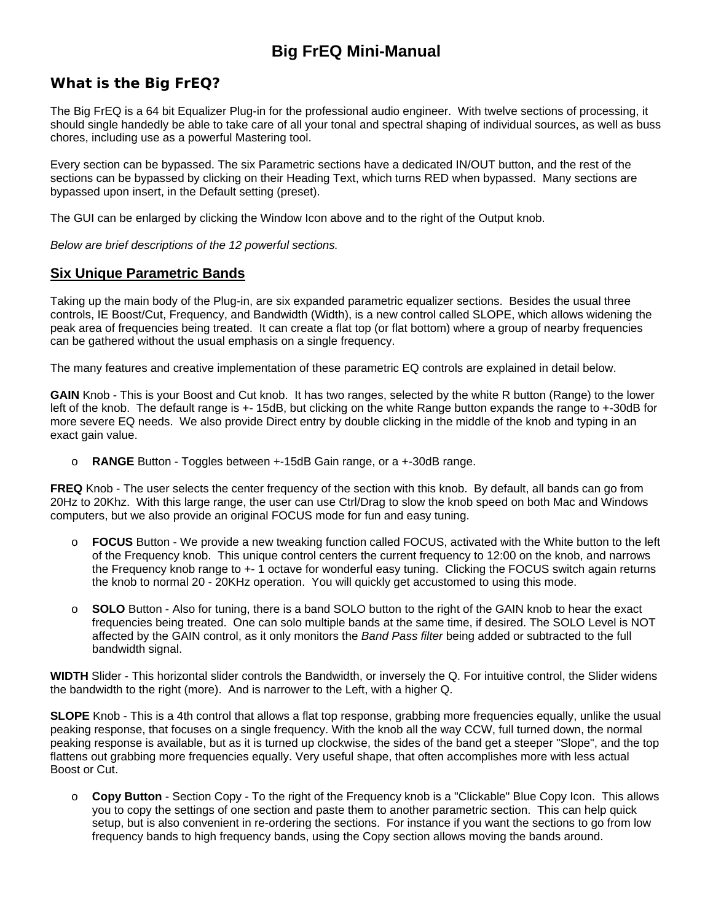# Big FrEQ Mini-Manual

## What is the Big FrEQ?

The Big FrEQ is a 64 bit Equalizer Plug-in for the professional audio engineer. With twelve sections of processing, it should single handedly be able to take care of all your tonal and spectral shaping of individual sources, as well as buss chores, including use as a powerful Mastering tool.

Every section can be bypassed. The six Parametric sections have a dedicated IN/OUT button, and the rest of the sections can be bypassed by clicking on their Heading Text, which turns RED when bypassed. Many sections are bypassed upon insert, in the Default setting (preset).

The GUI can be enlarged by clicking the Window Icon above and to the right of the Output knob.

*Below are brief descriptions of the 12 powerful sections.*

## Six Unique Parametric Bands

Taking up the main body of the Plug-in, are six expanded parametric equalizer sections. Besides the usual three controls, IE Boost/Cut, Frequency, and Bandwidth (Width), is a new control called SLOPE, which allows widening the peak area of frequencies being treated. It can create a flat top (or flat bottom) where a group of nearby frequencies can be gathered without the usual emphasis on a single frequency.

The many features and creative implementation of these parametric EQ controls are explained in detail below.

**GAIN** Knob - This is your Boost and Cut knob. It has two ranges, selected by the white R button (Range) to the lower left of the knob. The default range is +- 15dB, but clicking on the white Range button expands the range to +-30dB for more severe EQ needs. We also provide Direct entry by double clicking in the middle of the knob and typing in an exact gain value.

- **RANGE** Button - Toggles between +-15dB Gain range, or a +-30dB range.

**FREQ** Knob - The user selects the center frequency of the section with this knob. By default, all bands can go from 20Hz to 20Khz. With this large range, the user can use Ctrl/Drag to slow the knob speed on both Mac and Windows computers, but we also provide an original FOCUS mode for fun and easy tuning.

- **FOCUS** Button - We provide a new tweaking function called FOCUS, activated with the White button to the left of the Frequency knob. This unique control centers the current frequency to 12:00 on the knob, and narrows the Frequency knob range to +- 1 octave for wonderful easy tuning. Clicking the FOCUS switch again returns the knob to normal 20 - 20KHz operation. You will quickly get accustomed to using this mode.

- **SOLO** Button - Also for tuning, there is a band SOLO button to the right of the GAIN knob to hear the exact frequencies being treated. One can solo multiple bands at the same time, if desired. The SOLO Level is NOT affected by the GAIN control, as it only monitors the *Band Pass filter* being added or subtracted to the full bandwidth signal.

**WIDTH** Slider - This horizontal slider controls the Bandwidth, or inversely the Q. For intuitive control, the Slider widens the bandwidth to the right (more). And is narrower to the Left, with a higher Q.

**SLOPE** Knob - This is a 4th control that allows a flat top response, grabbing more frequencies equally, unlike the usual peaking response, that focuses on a single frequency. With the knob all the way CCW, full turned down, the normal peaking response is available, but as it is turned up clockwise, the sides of the band get a steeper "Slope", and the top flattens out grabbing more frequencies equally. Very useful shape, that often accomplishes more with less actual Boost or Cut.

- **Copy Button** - Section Copy - To the right of the Frequency knob is a "Clickable" Blue Copy Icon. This allows you to copy the settings of one section and paste them to another parametric section. This can help quick setup, but is also convenient in re-ordering the sections. For instance if you want the sections to go from low frequency bands to high frequency bands, using the Copy section allows moving the bands around.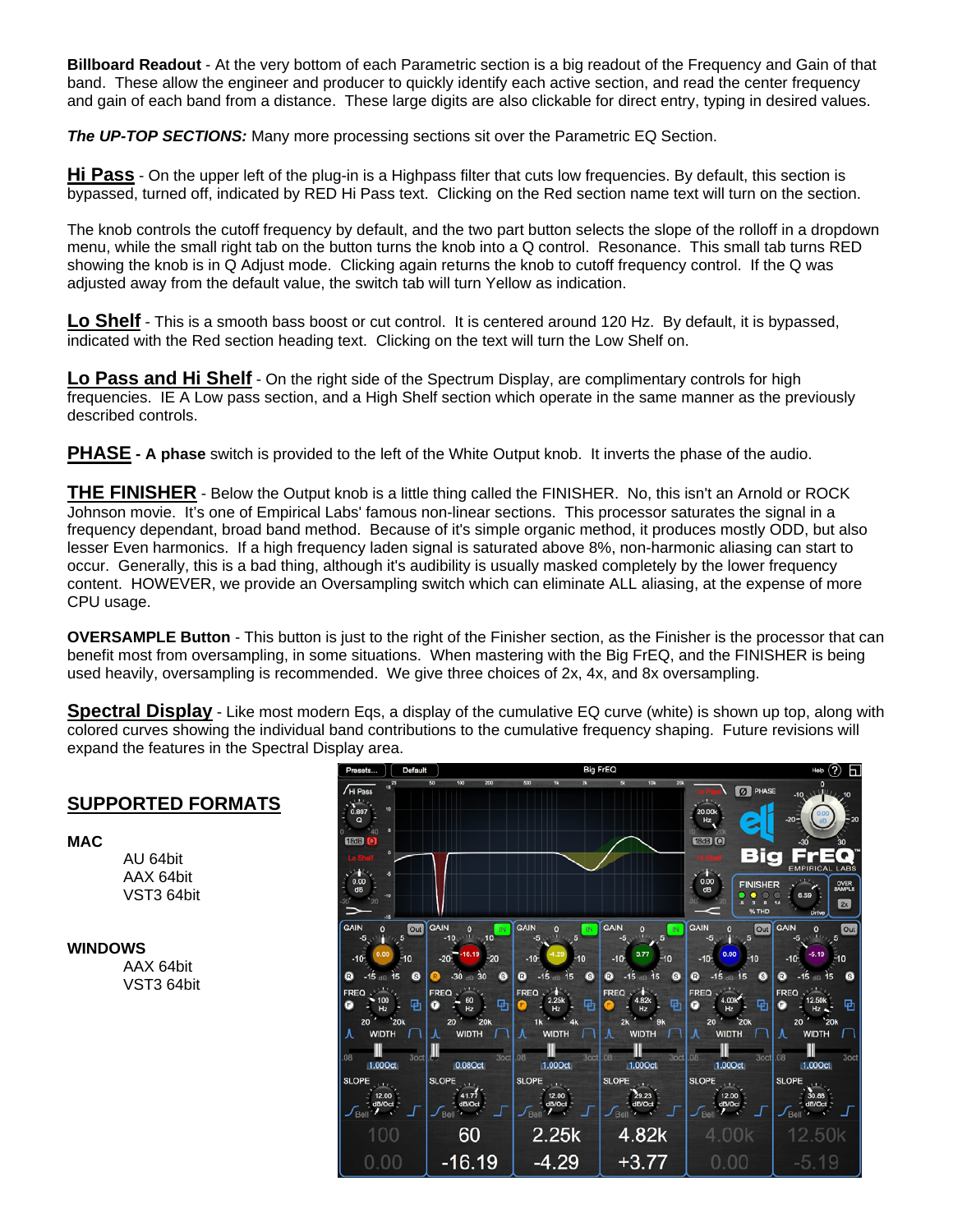**Billboard Readout** - At the very bottom of each Parametric section is a big readout of the Frequency and Gain of that band. These allow the engineer and producer to quickly identify each active section, and read the center frequency and gain of each band from a distance. These large digits are also clickable for direct entry, typing in desired values.

***The UP-TOP SECTIONS:*** Many more processing sections sit over the Parametric EQ Section.

## Hi Pass

- On the upper left of the plug-in is a Highpass filter that cuts low frequencies. By default, this section is bypassed, turned off, indicated by RED Hi Pass text. Clicking on the Red section name text will turn on the section.

The knob controls the cutoff frequency by default, and the two part button selects the slope of the rolloff in a dropdown menu, while the small right tab on the button turns the knob into a Q control. Resonance. This small tab turns RED showing the knob is in Q Adjust mode. Clicking again returns the knob to cutoff frequency control. If the Q was adjusted away from the default value, the switch tab will turn Yellow as indication.

## Lo Shelf

- This is a smooth bass boost or cut control. It is centered around 120 Hz. By default, it is bypassed, indicated with the Red section heading text. Clicking on the text will turn the Low Shelf on.

## Lo Pass and Hi Shelf

- On the right side of the Spectrum Display, are complimentary controls for high frequencies. IE A Low pass section, and a High Shelf section which operate in the same manner as the previously described controls.

## PHASE

**- A phase** switch is provided to the left of the White Output knob. It inverts the phase of the audio.

## THE FINISHER

- Below the Output knob is a little thing called the FINISHER. No, this isn't an Arnold or ROCK Johnson movie. It's one of Empirical Labs' famous non-linear sections. This processor saturates the signal in a frequency dependant, broad band method. Because of it's simple organic method, it produces mostly ODD, but also lesser Even harmonics. If a high frequency laden signal is saturated above 8%, non-harmonic aliasing can start to occur. Generally, this is a bad thing, although it's audibility is usually masked completely by the lower frequency content. HOWEVER, we provide an Oversampling switch which can eliminate ALL aliasing, at the expense of more CPU usage.

**OVERSAMPLE Button** - This button is just to the right of the Finisher section, as the Finisher is the processor that can benefit most from oversampling, in some situations. When mastering with the Big FrEQ, and the FINISHER is being used heavily, oversampling is recommended. We give three choices of 2x, 4x, and 8x oversampling.

## Spectral Display

- Like most modern Eqs, a display of the cumulative EQ curve (white) is shown up top, along with colored curves showing the individual band contributions to the cumulative frequency shaping. Future revisions will expand the features in the Spectral Display area.

## SUPPORTED FORMATS

**MAC**

- AU 64bit
- AAX 64bit
- VST3 64bit

**WINDOWS**

- AAX 64bit
- VST3 64bit